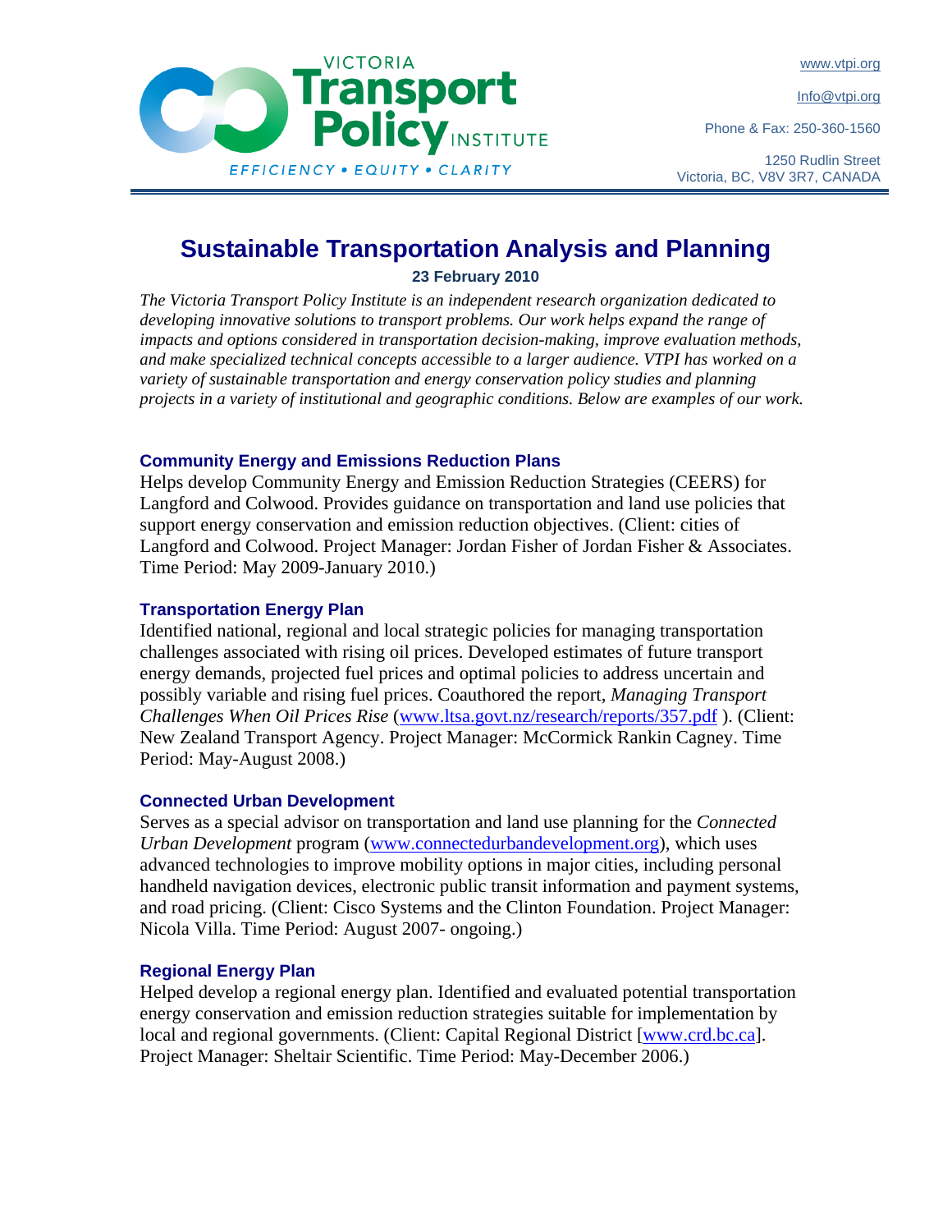VICTORIA Transport Policy INSTITUTE

EFFICIENCY • EQUITY • CLARITY

www.vtpi.org

Info@vtpi.org

Phone & Fax: 250-360-1560

1250 Rudlin Street
Victoria, BC, V8V 3R7, CANADA

# Sustainable Transportation Analysis and Planning

**23 February 2010**

*The Victoria Transport Policy Institute is an independent research organization dedicated to developing innovative solutions to transport problems. Our work helps expand the range of impacts and options considered in transportation decision-making, improve evaluation methods, and make specialized technical concepts accessible to a larger audience. VTPI has worked on a variety of sustainable transportation and energy conservation policy studies and planning projects in a variety of institutional and geographic conditions. Below are examples of our work.*

### Community Energy and Emissions Reduction Plans

Helps develop Community Energy and Emission Reduction Strategies (CEERS) for Langford and Colwood. Provides guidance on transportation and land use policies that support energy conservation and emission reduction objectives. (Client: cities of Langford and Colwood. Project Manager: Jordan Fisher of Jordan Fisher & Associates. Time Period: May 2009-January 2010.)

### Transportation Energy Plan

Identified national, regional and local strategic policies for managing transportation challenges associated with rising oil prices. Developed estimates of future transport energy demands, projected fuel prices and optimal policies to address uncertain and possibly variable and rising fuel prices. Coauthored the report, *Managing Transport Challenges When Oil Prices Rise* (www.ltsa.govt.nz/research/reports/357.pdf ). (Client: New Zealand Transport Agency. Project Manager: McCormick Rankin Cagney. Time Period: May-August 2008.)

### Connected Urban Development

Serves as a special advisor on transportation and land use planning for the *Connected Urban Development* program (www.connectedurbandevelopment.org), which uses advanced technologies to improve mobility options in major cities, including personal handheld navigation devices, electronic public transit information and payment systems, and road pricing. (Client: Cisco Systems and the Clinton Foundation. Project Manager: Nicola Villa. Time Period: August 2007- ongoing.)

### Regional Energy Plan

Helped develop a regional energy plan. Identified and evaluated potential transportation energy conservation and emission reduction strategies suitable for implementation by local and regional governments. (Client: Capital Regional District [www.crd.bc.ca]. Project Manager: Sheltair Scientific. Time Period: May-December 2006.)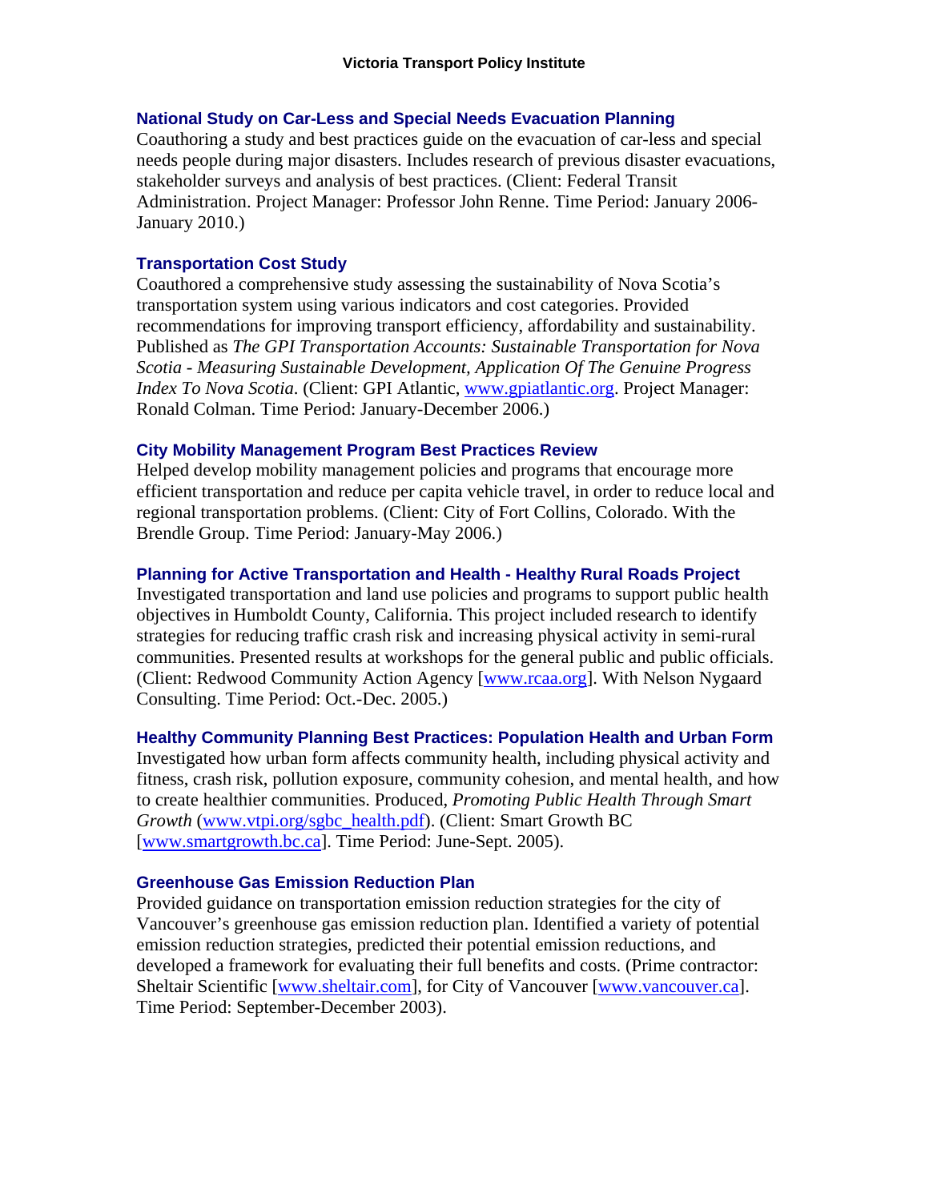### National Study on Car-Less and Special Needs Evacuation Planning

Coauthoring a study and best practices guide on the evacuation of car-less and special needs people during major disasters. Includes research of previous disaster evacuations, stakeholder surveys and analysis of best practices. (Client: Federal Transit Administration. Project Manager: Professor John Renne. Time Period: January 2006-January 2010.)

### Transportation Cost Study

Coauthored a comprehensive study assessing the sustainability of Nova Scotia's transportation system using various indicators and cost categories. Provided recommendations for improving transport efficiency, affordability and sustainability. Published as *The GPI Transportation Accounts: Sustainable Transportation for Nova Scotia - Measuring Sustainable Development, Application Of The Genuine Progress Index To Nova Scotia*. (Client: GPI Atlantic, www.gpiatlantic.org. Project Manager: Ronald Colman. Time Period: January-December 2006.)

### City Mobility Management Program Best Practices Review

Helped develop mobility management policies and programs that encourage more efficient transportation and reduce per capita vehicle travel, in order to reduce local and regional transportation problems. (Client: City of Fort Collins, Colorado. With the Brendle Group. Time Period: January-May 2006.)

### Planning for Active Transportation and Health - Healthy Rural Roads Project

Investigated transportation and land use policies and programs to support public health objectives in Humboldt County, California. This project included research to identify strategies for reducing traffic crash risk and increasing physical activity in semi-rural communities. Presented results at workshops for the general public and public officials. (Client: Redwood Community Action Agency [www.rcaa.org]. With Nelson Nygaard Consulting. Time Period: Oct.-Dec. 2005.)

### Healthy Community Planning Best Practices: Population Health and Urban Form

Investigated how urban form affects community health, including physical activity and fitness, crash risk, pollution exposure, community cohesion, and mental health, and how to create healthier communities. Produced, *Promoting Public Health Through Smart Growth* (www.vtpi.org/sgbc_health.pdf). (Client: Smart Growth BC [www.smartgrowth.bc.ca]. Time Period: June-Sept. 2005).

### Greenhouse Gas Emission Reduction Plan

Provided guidance on transportation emission reduction strategies for the city of Vancouver's greenhouse gas emission reduction plan. Identified a variety of potential emission reduction strategies, predicted their potential emission reductions, and developed a framework for evaluating their full benefits and costs. (Prime contractor: Sheltair Scientific [www.sheltair.com], for City of Vancouver [www.vancouver.ca]. Time Period: September-December 2003).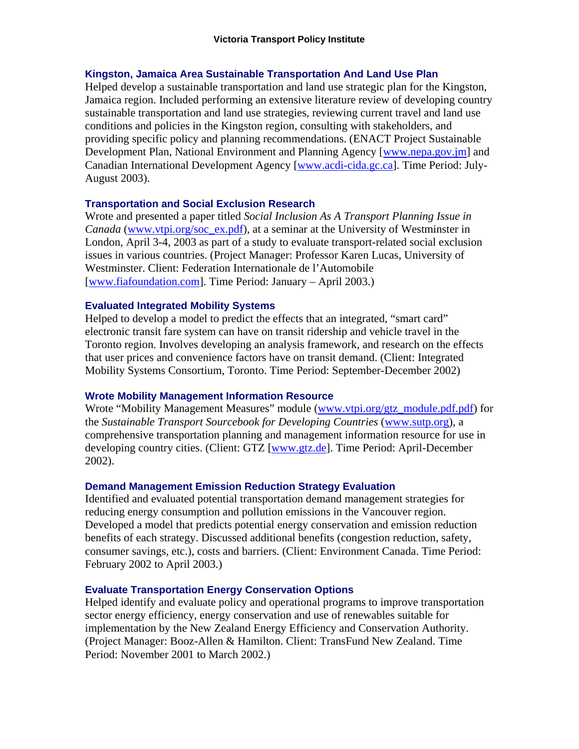### Kingston, Jamaica Area Sustainable Transportation And Land Use Plan

Helped develop a sustainable transportation and land use strategic plan for the Kingston, Jamaica region. Included performing an extensive literature review of developing country sustainable transportation and land use strategies, reviewing current travel and land use conditions and policies in the Kingston region, consulting with stakeholders, and providing specific policy and planning recommendations. (ENACT Project Sustainable Development Plan, National Environment and Planning Agency [www.nepa.gov.jm] and Canadian International Development Agency [www.acdi-cida.gc.ca]. Time Period: July-August 2003).

### Transportation and Social Exclusion Research

Wrote and presented a paper titled *Social Inclusion As A Transport Planning Issue in Canada* (www.vtpi.org/soc_ex.pdf), at a seminar at the University of Westminster in London, April 3-4, 2003 as part of a study to evaluate transport-related social exclusion issues in various countries. (Project Manager: Professor Karen Lucas, University of Westminster. Client: Federation Internationale de l'Automobile [www.fiafoundation.com]. Time Period: January – April 2003.)

### Evaluated Integrated Mobility Systems

Helped to develop a model to predict the effects that an integrated, "smart card" electronic transit fare system can have on transit ridership and vehicle travel in the Toronto region. Involves developing an analysis framework, and research on the effects that user prices and convenience factors have on transit demand. (Client: Integrated Mobility Systems Consortium, Toronto. Time Period: September-December 2002)

### Wrote Mobility Management Information Resource

Wrote "Mobility Management Measures" module (www.vtpi.org/gtz_module.pdf.pdf) for the *Sustainable Transport Sourcebook for Developing Countries* (www.sutp.org), a comprehensive transportation planning and management information resource for use in developing country cities. (Client: GTZ [www.gtz.de]. Time Period: April-December 2002).

### Demand Management Emission Reduction Strategy Evaluation

Identified and evaluated potential transportation demand management strategies for reducing energy consumption and pollution emissions in the Vancouver region. Developed a model that predicts potential energy conservation and emission reduction benefits of each strategy. Discussed additional benefits (congestion reduction, safety, consumer savings, etc.), costs and barriers. (Client: Environment Canada. Time Period: February 2002 to April 2003.)

### Evaluate Transportation Energy Conservation Options

Helped identify and evaluate policy and operational programs to improve transportation sector energy efficiency, energy conservation and use of renewables suitable for implementation by the New Zealand Energy Efficiency and Conservation Authority. (Project Manager: Booz-Allen & Hamilton. Client: TransFund New Zealand. Time Period: November 2001 to March 2002.)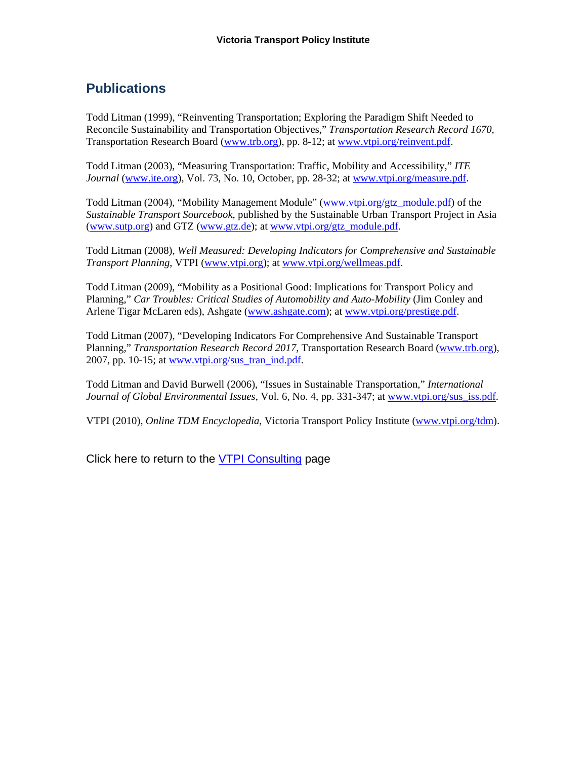## Publications

Todd Litman (1999), "Reinventing Transportation; Exploring the Paradigm Shift Needed to Reconcile Sustainability and Transportation Objectives," *Transportation Research Record 1670*, Transportation Research Board (www.trb.org), pp. 8-12; at www.vtpi.org/reinvent.pdf.

Todd Litman (2003), "Measuring Transportation: Traffic, Mobility and Accessibility," *ITE Journal* (www.ite.org), Vol. 73, No. 10, October, pp. 28-32; at www.vtpi.org/measure.pdf.

Todd Litman (2004), "Mobility Management Module" (www.vtpi.org/gtz_module.pdf) of the *Sustainable Transport Sourcebook*, published by the Sustainable Urban Transport Project in Asia (www.sutp.org) and GTZ (www.gtz.de); at www.vtpi.org/gtz_module.pdf.

Todd Litman (2008), *Well Measured: Developing Indicators for Comprehensive and Sustainable Transport Planning*, VTPI (www.vtpi.org); at www.vtpi.org/wellmeas.pdf.

Todd Litman (2009), "Mobility as a Positional Good: Implications for Transport Policy and Planning," *Car Troubles: Critical Studies of Automobility and Auto-Mobility* (Jim Conley and Arlene Tigar McLaren eds), Ashgate (www.ashgate.com); at www.vtpi.org/prestige.pdf.

Todd Litman (2007), "Developing Indicators For Comprehensive And Sustainable Transport Planning," *Transportation Research Record 2017*, Transportation Research Board (www.trb.org), 2007, pp. 10-15; at www.vtpi.org/sus_tran_ind.pdf.

Todd Litman and David Burwell (2006), "Issues in Sustainable Transportation," *International Journal of Global Environmental Issues*, Vol. 6, No. 4, pp. 331-347; at www.vtpi.org/sus_iss.pdf.

VTPI (2010), *Online TDM Encyclopedia*, Victoria Transport Policy Institute (www.vtpi.org/tdm).

Click here to return to the VTPI Consulting page